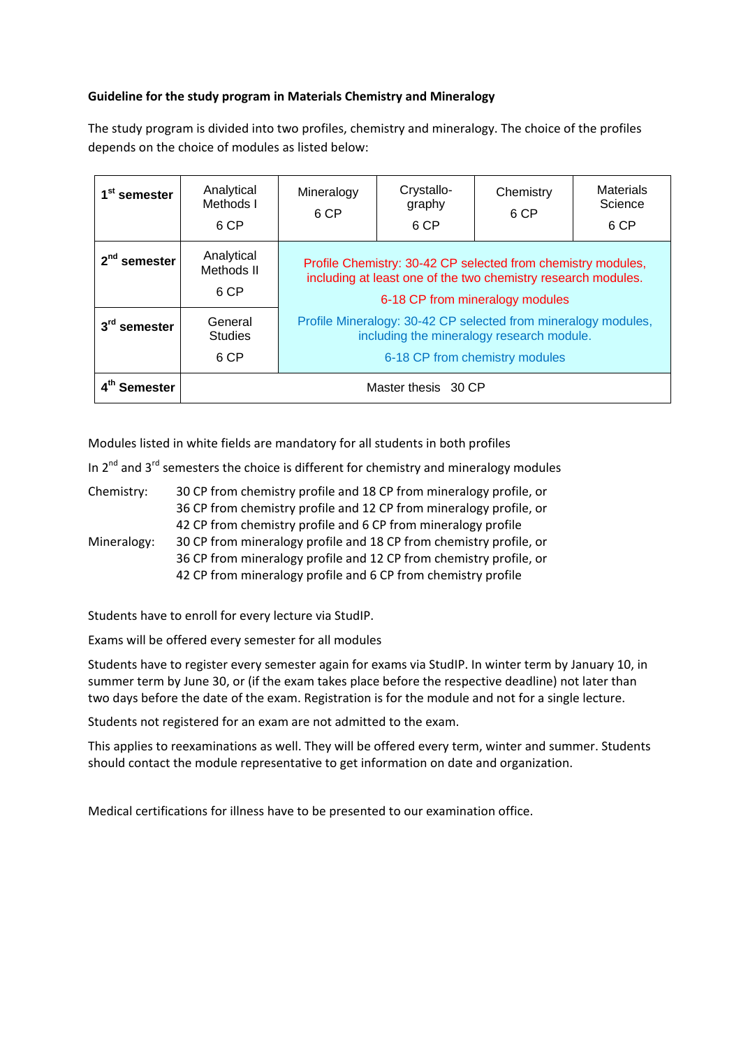**Guideline for the study program in Materials Chemistry and Mineralogy**

The study program is divided into two profiles, chemistry and mineralogy. The choice of the profiles depends on the choice of modules as listed below:

| | | | | | |
|---|---|---|---|---|---|
| **1st semester** | Analytical Methods I<br>6 CP | Mineralogy<br>6 CP | Crystallo-graphy<br>6 CP | Chemistry<br>6 CP | Materials Science<br>6 CP |
| **2nd semester** | Analytical Methods II<br>6 CP | Profile Chemistry: 30-42 CP selected from chemistry modules, including at least one of the two chemistry research modules.<br>6-18 CP from mineralogy modules<br>Profile Mineralogy: 30-42 CP selected from mineralogy modules, including the mineralogy research module.<br>6-18 CP from chemistry modules | | | |
| **3rd semester** | General Studies<br>6 CP | | | | |
| **4th Semester** | Master thesis 30 CP | | | | |

Modules listed in white fields are mandatory for all students in both profiles

In 2nd and 3rd semesters the choice is different for chemistry and mineralogy modules

Chemistry:
- 30 CP from chemistry profile and 18 CP from mineralogy profile, or
- 36 CP from chemistry profile and 12 CP from mineralogy profile, or
- 42 CP from chemistry profile and 6 CP from mineralogy profile

Mineralogy:
- 30 CP from mineralogy profile and 18 CP from chemistry profile, or
- 36 CP from mineralogy profile and 12 CP from chemistry profile, or
- 42 CP from mineralogy profile and 6 CP from chemistry profile

Students have to enroll for every lecture via StudIP.

Exams will be offered every semester for all modules

Students have to register every semester again for exams via StudIP. In winter term by January 10, in summer term by June 30, or (if the exam takes place before the respective deadline) not later than two days before the date of the exam. Registration is for the module and not for a single lecture.

Students not registered for an exam are not admitted to the exam.

This applies to reexaminations as well. They will be offered every term, winter and summer. Students should contact the module representative to get information on date and organization.

Medical certifications for illness have to be presented to our examination office.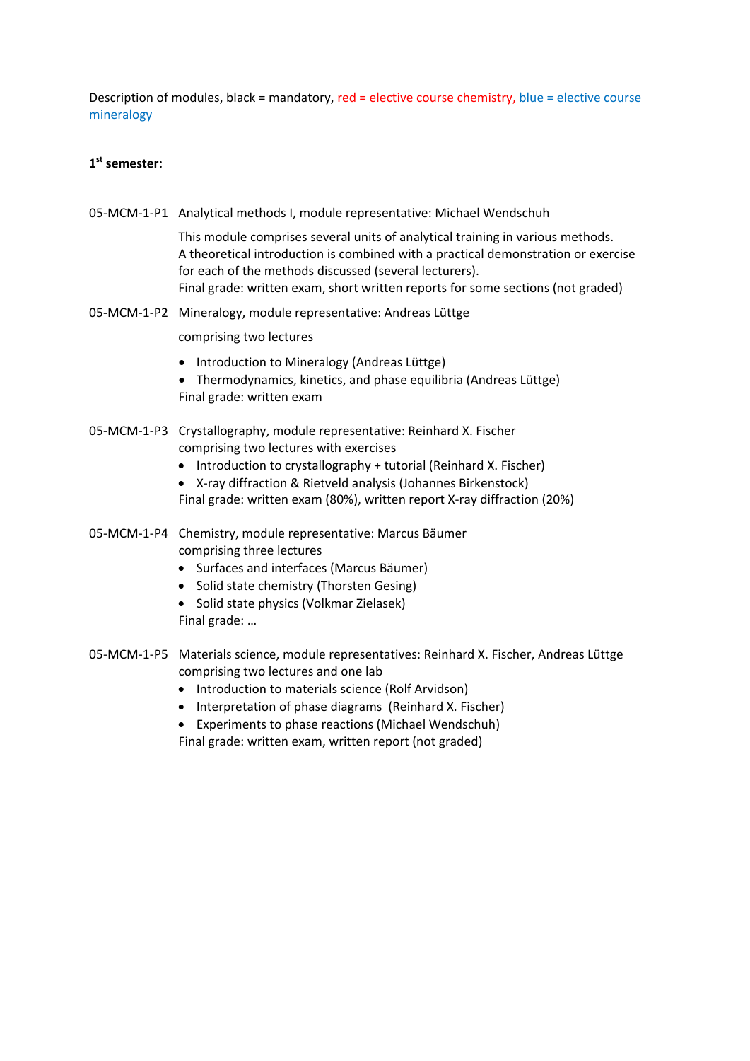Description of modules, black = mandatory, red = elective course chemistry, blue = elective course mineralogy

**1st semester:**

05-MCM-1-P1 Analytical methods I, module representative: Michael Wendschuh

This module comprises several units of analytical training in various methods. A theoretical introduction is combined with a practical demonstration or exercise for each of the methods discussed (several lecturers).
Final grade: written exam, short written reports for some sections (not graded)

05-MCM-1-P2 Mineralogy, module representative: Andreas Lüttge

comprising two lectures

- Introduction to Mineralogy (Andreas Lüttge)
- Thermodynamics, kinetics, and phase equilibria (Andreas Lüttge)

Final grade: written exam

05-MCM-1-P3 Crystallography, module representative: Reinhard X. Fischer
comprising two lectures with exercises

- Introduction to crystallography + tutorial (Reinhard X. Fischer)
- X-ray diffraction & Rietveld analysis (Johannes Birkenstock)

Final grade: written exam (80%), written report X-ray diffraction (20%)

05-MCM-1-P4 Chemistry, module representative: Marcus Bäumer
comprising three lectures

- Surfaces and interfaces (Marcus Bäumer)
- Solid state chemistry (Thorsten Gesing)
- Solid state physics (Volkmar Zielasek)

Final grade: …

05-MCM-1-P5 Materials science, module representatives: Reinhard X. Fischer, Andreas Lüttge
comprising two lectures and one lab

- Introduction to materials science (Rolf Arvidson)
- Interpretation of phase diagrams (Reinhard X. Fischer)
- Experiments to phase reactions (Michael Wendschuh)

Final grade: written exam, written report (not graded)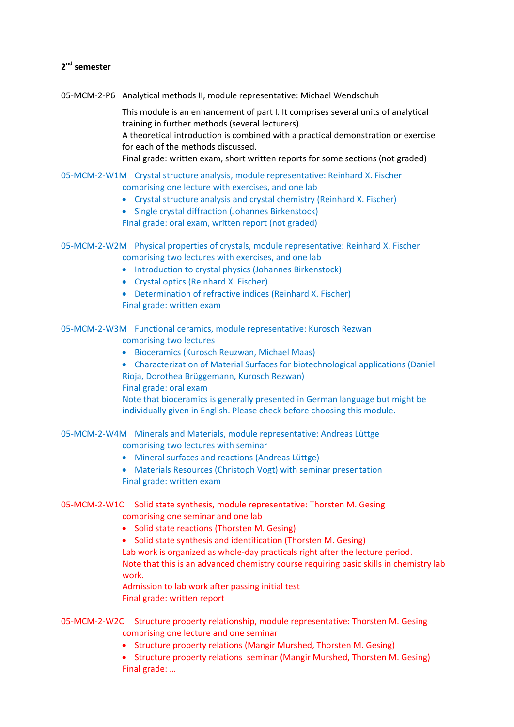## 2^nd semester

05-MCM-2-P6 Analytical methods II, module representative: Michael Wendschuh

This module is an enhancement of part I. It comprises several units of analytical training in further methods (several lecturers).
A theoretical introduction is combined with a practical demonstration or exercise for each of the methods discussed.
Final grade: written exam, short written reports for some sections (not graded)

05-MCM-2-W1M Crystal structure analysis, module representative: Reinhard X. Fischer
comprising one lecture with exercises, and one lab

- Crystal structure analysis and crystal chemistry (Reinhard X. Fischer)
- Single crystal diffraction (Johannes Birkenstock)

Final grade: oral exam, written report (not graded)

05-MCM-2-W2M Physical properties of crystals, module representative: Reinhard X. Fischer
comprising two lectures with exercises, and one lab

- Introduction to crystal physics (Johannes Birkenstock)
- Crystal optics (Reinhard X. Fischer)
- Determination of refractive indices (Reinhard X. Fischer)

Final grade: written exam

05-MCM-2-W3M Functional ceramics, module representative: Kurosch Rezwan
comprising two lectures

- Bioceramics (Kurosch Reuzwan, Michael Maas)
- Characterization of Material Surfaces for biotechnological applications (Daniel Rioja, Dorothea Brüggemann, Kurosch Rezwan)

Final grade: oral exam
Note that bioceramics is generally presented in German language but might be individually given in English. Please check before choosing this module.

05-MCM-2-W4M Minerals and Materials, module representative: Andreas Lüttge
comprising two lectures with seminar

- Mineral surfaces and reactions (Andreas Lüttge)
- Materials Resources (Christoph Vogt) with seminar presentation

Final grade: written exam

05-MCM-2-W1C Solid state synthesis, module representative: Thorsten M. Gesing
comprising one seminar and one lab

- Solid state reactions (Thorsten M. Gesing)
- Solid state synthesis and identification (Thorsten M. Gesing)

Lab work is organized as whole-day practicals right after the lecture period.
Note that this is an advanced chemistry course requiring basic skills in chemistry lab work.
Admission to lab work after passing initial test
Final grade: written report

05-MCM-2-W2C Structure property relationship, module representative: Thorsten M. Gesing
comprising one lecture and one seminar

- Structure property relations (Mangir Murshed, Thorsten M. Gesing)
- Structure property relations seminar (Mangir Murshed, Thorsten M. Gesing)

Final grade: …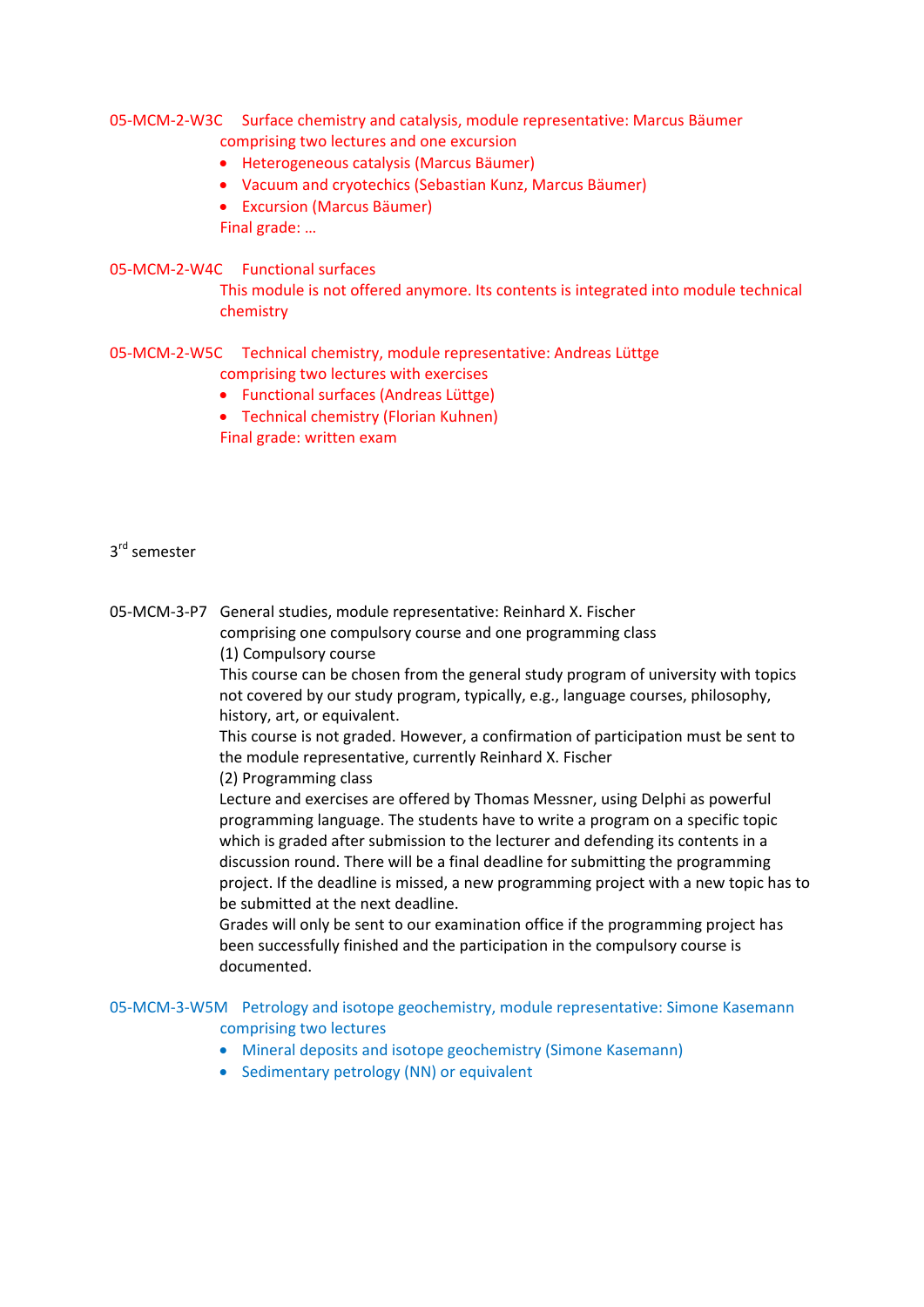05-MCM-2-W3C Surface chemistry and catalysis, module representative: Marcus Bäumer
comprising two lectures and one excursion

- Heterogeneous catalysis (Marcus Bäumer)
- Vacuum and cryotechics (Sebastian Kunz, Marcus Bäumer)
- Excursion (Marcus Bäumer)

Final grade: …

05-MCM-2-W4C Functional surfaces
This module is not offered anymore. Its contents is integrated into module technical chemistry

05-MCM-2-W5C Technical chemistry, module representative: Andreas Lüttge
comprising two lectures with exercises

- Functional surfaces (Andreas Lüttge)
- Technical chemistry (Florian Kuhnen)

Final grade: written exam

## 3rd semester

05-MCM-3-P7 General studies, module representative: Reinhard X. Fischer
comprising one compulsory course and one programming class

(1) Compulsory course
This course can be chosen from the general study program of university with topics not covered by our study program, typically, e.g., language courses, philosophy, history, art, or equivalent.
This course is not graded. However, a confirmation of participation must be sent to the module representative, currently Reinhard X. Fischer

(2) Programming class
Lecture and exercises are offered by Thomas Messner, using Delphi as powerful programming language. The students have to write a program on a specific topic which is graded after submission to the lecturer and defending its contents in a discussion round. There will be a final deadline for submitting the programming project. If the deadline is missed, a new programming project with a new topic has to be submitted at the next deadline.
Grades will only be sent to our examination office if the programming project has been successfully finished and the participation in the compulsory course is documented.

05-MCM-3-W5M Petrology and isotope geochemistry, module representative: Simone Kasemann
comprising two lectures

- Mineral deposits and isotope geochemistry (Simone Kasemann)
- Sedimentary petrology (NN) or equivalent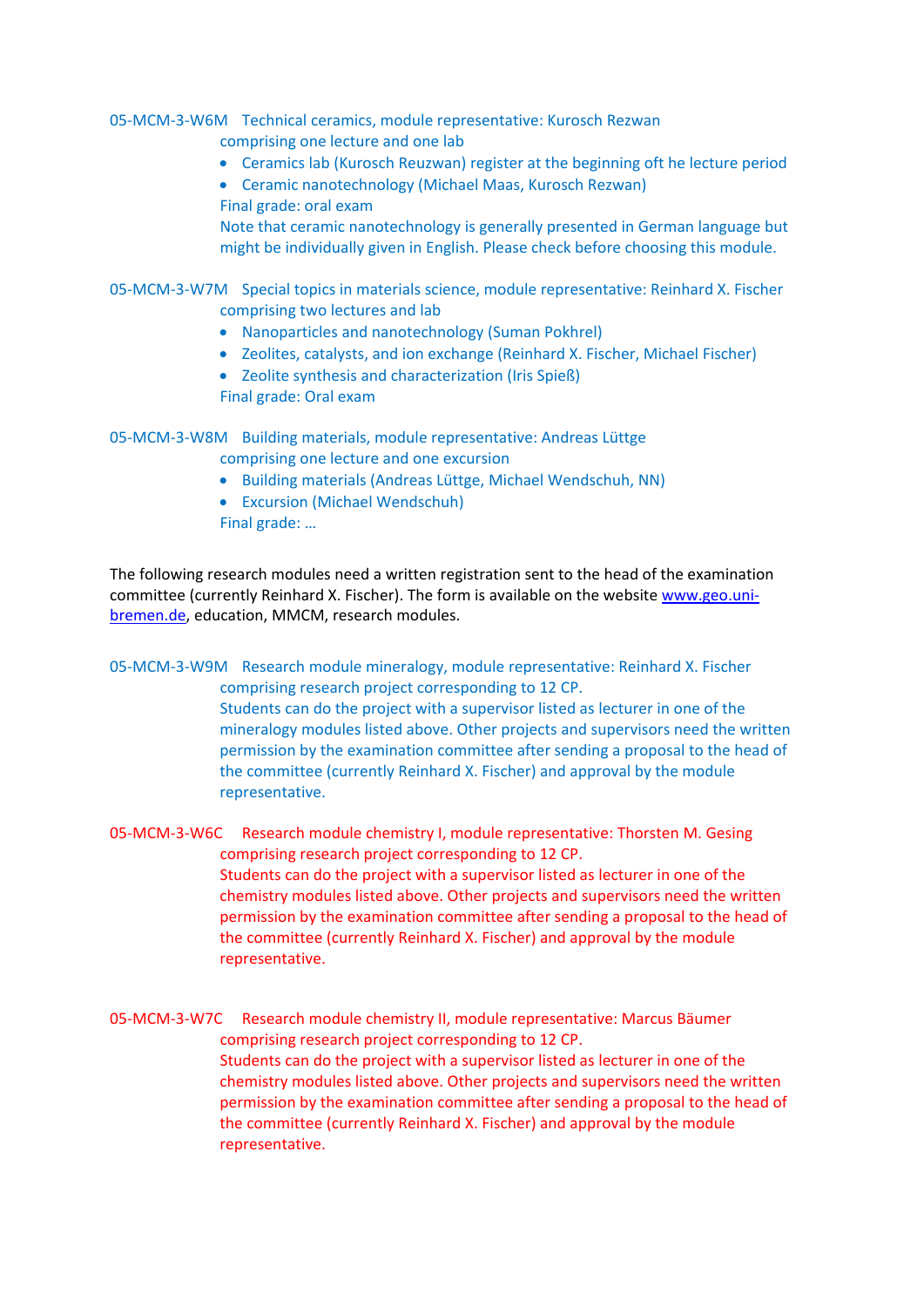05-MCM-3-W6M Technical ceramics, module representative: Kurosch Rezwan
comprising one lecture and one lab

- Ceramics lab (Kurosch Reuzwan) register at the beginning oft he lecture period
- Ceramic nanotechnology (Michael Maas, Kurosch Rezwan)

Final grade: oral exam
Note that ceramic nanotechnology is generally presented in German language but might be individually given in English. Please check before choosing this module.

05-MCM-3-W7M Special topics in materials science, module representative: Reinhard X. Fischer
comprising two lectures and lab

- Nanoparticles and nanotechnology (Suman Pokhrel)
- Zeolites, catalysts, and ion exchange (Reinhard X. Fischer, Michael Fischer)
- Zeolite synthesis and characterization (Iris Spieß)

Final grade: Oral exam

05-MCM-3-W8M Building materials, module representative: Andreas Lüttge
comprising one lecture and one excursion

- Building materials (Andreas Lüttge, Michael Wendschuh, NN)
- Excursion (Michael Wendschuh)

Final grade: …

The following research modules need a written registration sent to the head of the examination committee (currently Reinhard X. Fischer). The form is available on the website www.geo.uni-bremen.de, education, MMCM, research modules.

05-MCM-3-W9M Research module mineralogy, module representative: Reinhard X. Fischer
comprising research project corresponding to 12 CP.
Students can do the project with a supervisor listed as lecturer in one of the mineralogy modules listed above. Other projects and supervisors need the written permission by the examination committee after sending a proposal to the head of the committee (currently Reinhard X. Fischer) and approval by the module representative.

05-MCM-3-W6C Research module chemistry I, module representative: Thorsten M. Gesing
comprising research project corresponding to 12 CP.
Students can do the project with a supervisor listed as lecturer in one of the chemistry modules listed above. Other projects and supervisors need the written permission by the examination committee after sending a proposal to the head of the committee (currently Reinhard X. Fischer) and approval by the module representative.

05-MCM-3-W7C Research module chemistry II, module representative: Marcus Bäumer
comprising research project corresponding to 12 CP.
Students can do the project with a supervisor listed as lecturer in one of the chemistry modules listed above. Other projects and supervisors need the written permission by the examination committee after sending a proposal to the head of the committee (currently Reinhard X. Fischer) and approval by the module representative.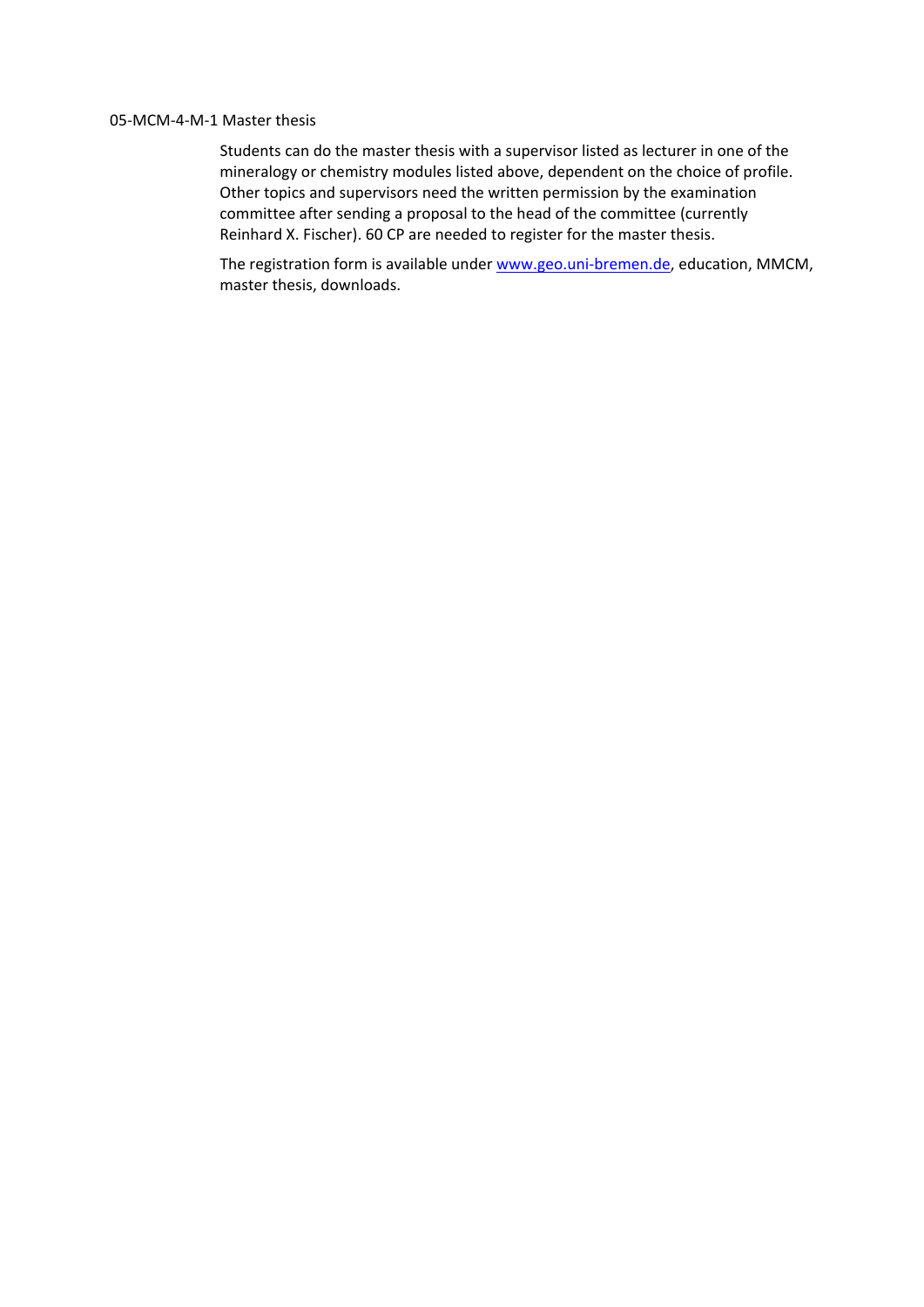05-MCM-4-M-1 Master thesis

Students can do the master thesis with a supervisor listed as lecturer in one of the mineralogy or chemistry modules listed above, dependent on the choice of profile. Other topics and supervisors need the written permission by the examination committee after sending a proposal to the head of the committee (currently Reinhard X. Fischer). 60 CP are needed to register for the master thesis.

The registration form is available under [www.geo.uni-bremen.de](http://www.geo.uni-bremen.de), education, MMCM, master thesis, downloads.